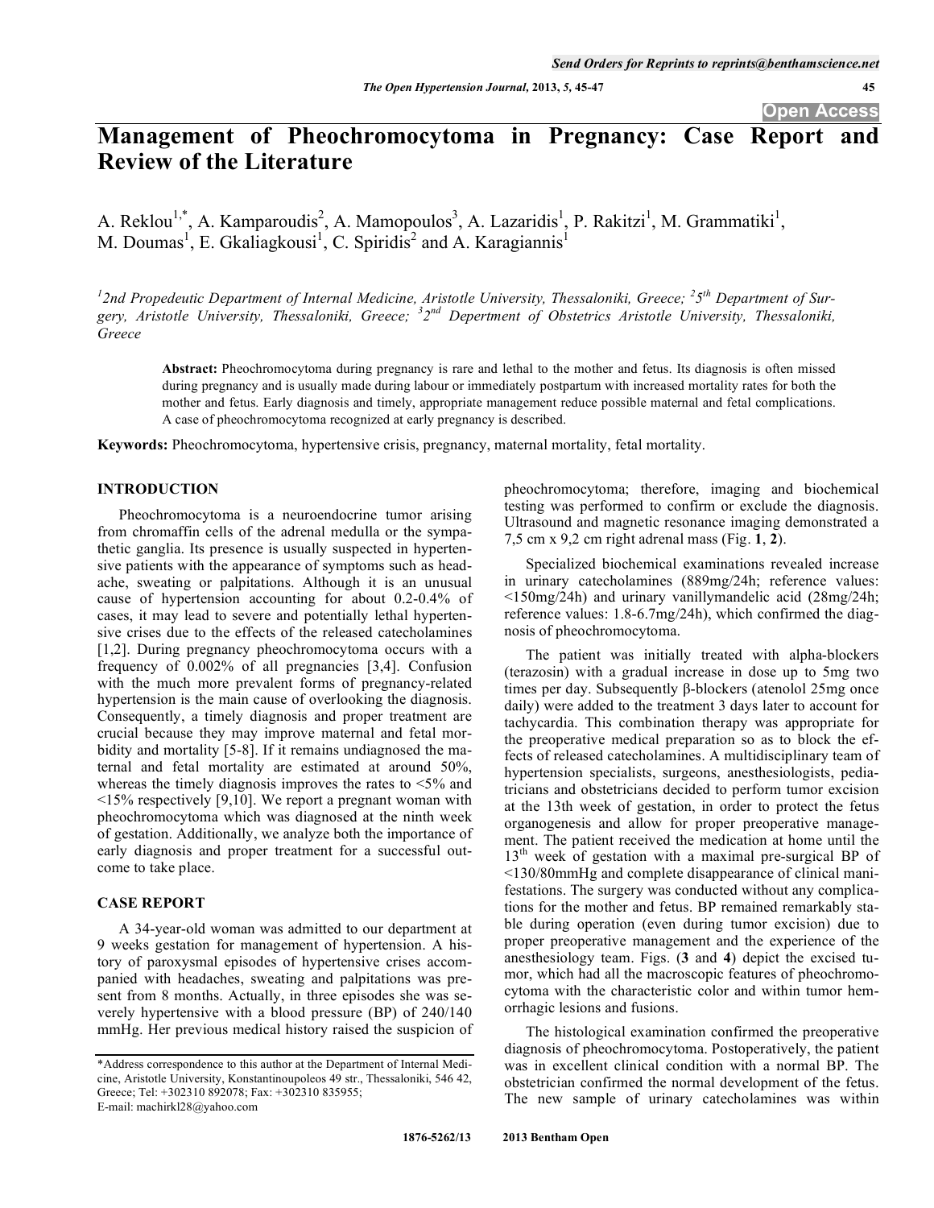# Management of Pheochromocytoma in Pregnancy: Case Report and Review of the Literature

A. Reklou[1,*], A. Kamparoudis[2], A. Mamopoulos[3], A. Lazaridis[1], P. Rakitzi[1], M. Grammatiki[1], M. Doumas[1], E. Gkaliagkousi[1], C. Spiridis[2] and A. Karagiannis[1]

[1]2nd Propedeutic Department of Internal Medicine, Aristotle University, Thessaloniki, Greece; [2]5th Department of Surgery, Aristotle University, Thessaloniki, Greece; [3]2nd Department of Obstetrics Aristotle University, Thessaloniki, Greece

**Abstract:** Pheochromocytoma during pregnancy is rare and lethal to the mother and fetus. Its diagnosis is often missed during pregnancy and is usually made during labour or immediately postpartum with increased mortality rates for both the mother and fetus. Early diagnosis and timely, appropriate management reduce possible maternal and fetal complications. A case of pheochromocytoma recognized at early pregnancy is described.

**Keywords:** Pheochromocytoma, hypertensive crisis, pregnancy, maternal mortality, fetal mortality.

## INTRODUCTION

Pheochromocytoma is a neuroendocrine tumor arising from chromaffin cells of the adrenal medulla or the sympathetic ganglia. Its presence is usually suspected in hypertensive patients with the appearance of symptoms such as headache, sweating or palpitations. Although it is an unusual cause of hypertension accounting for about 0.2-0.4% of cases, it may lead to severe and potentially lethal hypertensive crises due to the effects of the released catecholamines [1,2]. During pregnancy pheochromocytoma occurs with a frequency of 0.002% of all pregnancies [3,4]. Confusion with the much more prevalent forms of pregnancy-related hypertension is the main cause of overlooking the diagnosis. Consequently, a timely diagnosis and proper treatment are crucial because they may improve maternal and fetal morbidity and mortality [5-8]. If it remains undiagnosed the maternal and fetal mortality are estimated at around 50%, whereas the timely diagnosis improves the rates to <5% and <15% respectively [9,10]. We report a pregnant woman with pheochromocytoma which was diagnosed at the ninth week of gestation. Additionally, we analyze both the importance of early diagnosis and proper treatment for a successful outcome to take place.

## CASE REPORT

A 34-year-old woman was admitted to our department at 9 weeks gestation for management of hypertension. A history of paroxysmal episodes of hypertensive crises accompanied with headaches, sweating and palpitations was present from 8 months. Actually, in three episodes she was severely hypertensive with a blood pressure (BP) of 240/140 mmHg. Her previous medical history raised the suspicion of pheochromocytoma; therefore, imaging and biochemical testing was performed to confirm or exclude the diagnosis. Ultrasound and magnetic resonance imaging demonstrated a 7,5 cm x 9,2 cm right adrenal mass (Fig. **1**, **2**).

Specialized biochemical examinations revealed increase in urinary catecholamines (889mg/24h; reference values: <150mg/24h) and urinary vanillymandelic acid (28mg/24h; reference values: 1.8-6.7mg/24h), which confirmed the diagnosis of pheochromocytoma.

The patient was initially treated with alpha-blockers (terazosin) with a gradual increase in dose up to 5mg two times per day. Subsequently β-blockers (atenolol 25mg once daily) were added to the treatment 3 days later to account for tachycardia. This combination therapy was appropriate for the preoperative medical preparation so as to block the effects of released catecholamines. A multidisciplinary team of hypertension specialists, surgeons, anesthesiologists, pediatricians and obstetricians decided to perform tumor excision at the 13th week of gestation, in order to protect the fetus organogenesis and allow for proper preoperative management. The patient received the medication at home until the 13th week of gestation with a maximal pre-surgical BP of <130/80mmHg and complete disappearance of clinical manifestations. The surgery was conducted without any complications for the mother and fetus. BP remained remarkably stable during operation (even during tumor excision) due to proper preoperative management and the experience of the anesthesiology team. Figs. (**3** and **4**) depict the excised tumor, which had all the macroscopic features of pheochromocytoma with the characteristic color and within tumor hemorrhagic lesions and fusions.

The histological examination confirmed the preoperative diagnosis of pheochromocytoma. Postoperatively, the patient was in excellent clinical condition with a normal BP. The obstetrician confirmed the normal development of the fetus. The new sample of urinary catecholamines was within

*Address correspondence to this author at the Department of Internal Medicine, Aristotle University, Konstantinoupoleos 49 str., Thessaloniki, 546 42, Greece; Tel: +302310 892078; Fax: +302310 835955; E-mail: machirkl28@yahoo.com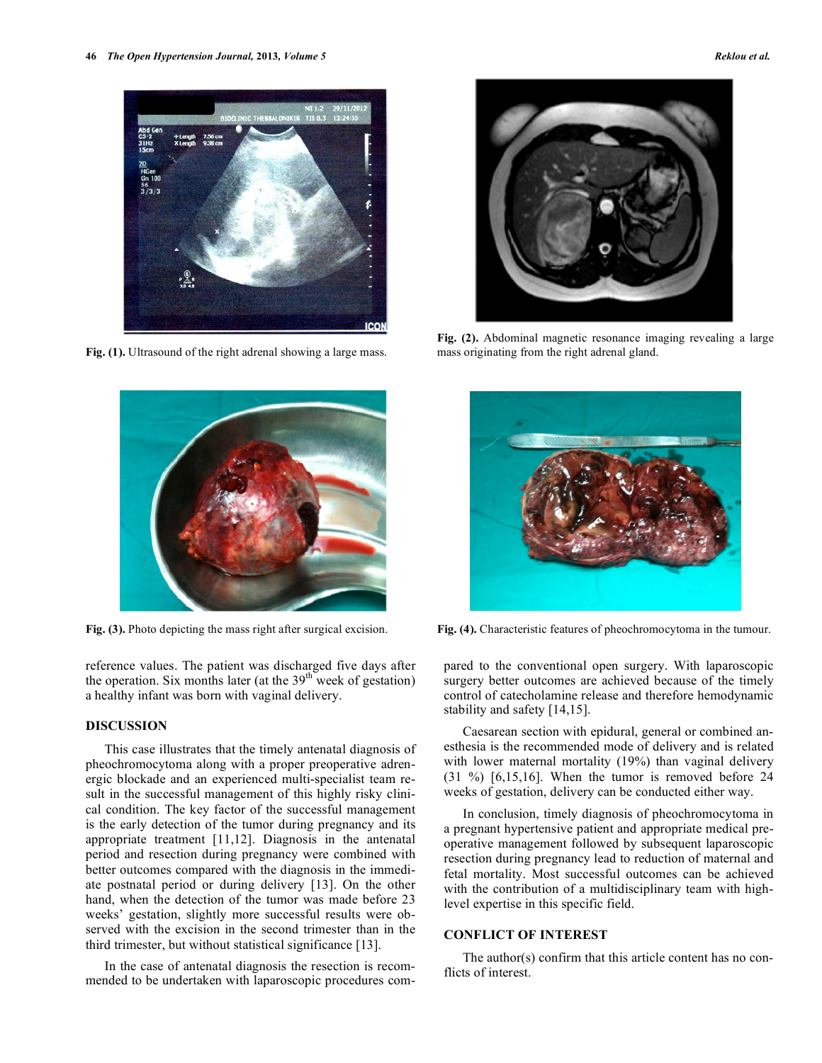Fig. (1). Ultrasound of the right adrenal showing a large mass.

Fig. (2). Abdominal magnetic resonance imaging revealing a large mass originating from the right adrenal gland.

Fig. (3). Photo depicting the mass right after surgical excision.

Fig. (4). Characteristic features of pheochromocytoma in the tumour.

reference values. The patient was discharged five days after the operation. Six months later (at the 39th week of gestation) a healthy infant was born with vaginal delivery.

## DISCUSSION

This case illustrates that the timely antenatal diagnosis of pheochromocytoma along with a proper preoperative adrenergic blockade and an experienced multi-specialist team result in the successful management of this highly risky clinical condition. The key factor of the successful management is the early detection of the tumor during pregnancy and its appropriate treatment [11,12]. Diagnosis in the antenatal period and resection during pregnancy were combined with better outcomes compared with the diagnosis in the immediate postnatal period or during delivery [13]. On the other hand, when the detection of the tumor was made before 23 weeks' gestation, slightly more successful results were observed with the excision in the second trimester than in the third trimester, but without statistical significance [13].

In the case of antenatal diagnosis the resection is recommended to be undertaken with laparoscopic procedures compared to the conventional open surgery. With laparoscopic surgery better outcomes are achieved because of the timely control of catecholamine release and therefore hemodynamic stability and safety [14,15].

Caesarean section with epidural, general or combined anesthesia is the recommended mode of delivery and is related with lower maternal mortality (19%) than vaginal delivery (31 %) [6,15,16]. When the tumor is removed before 24 weeks of gestation, delivery can be conducted either way.

In conclusion, timely diagnosis of pheochromocytoma in a pregnant hypertensive patient and appropriate medical preoperative management followed by subsequent laparoscopic resection during pregnancy lead to reduction of maternal and fetal mortality. Most successful outcomes can be achieved with the contribution of a multidisciplinary team with high-level expertise in this specific field.

## CONFLICT OF INTEREST

The author(s) confirm that this article content has no conflicts of interest.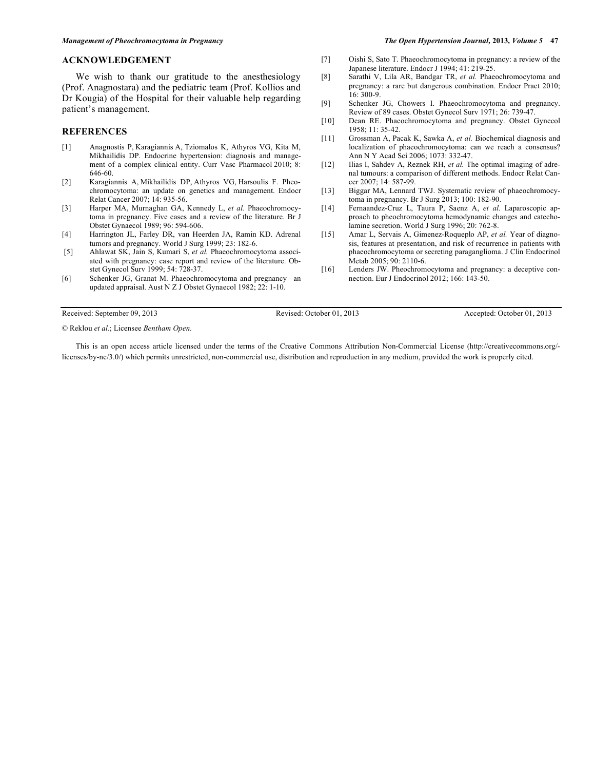## ACKNOWLEDGEMENT

We wish to thank our gratitude to the anesthesiology (Prof. Anagnostara) and the pediatric team (Prof. Kollios and Dr Kougia) of the Hospital for their valuable help regarding patient's management.

## REFERENCES

[1] Anagnostis P, Karagiannis A, Tziomalos K, Athyros VG, Kita M, Mikhailidis DP. Endocrine hypertension: diagnosis and management of a complex clinical entity. Curr Vasc Pharmacol 2010; 8: 646-60.

[2] Karagiannis A, Mikhailidis DP, Athyros VG, Harsoulis F. Pheochromocytoma: an update on genetics and management. Endocr Relat Cancer 2007; 14: 935-56.

[3] Harper MA, Murnaghan GA, Kennedy L, *et al.* Phaeochromocytoma in pregnancy. Five cases and a review of the literature. Br J Obstet Gynaecol 1989; 96: 594-606.

[4] Harrington JL, Farley DR, van Heerden JA, Ramin KD. Adrenal tumors and pregnancy. World J Surg 1999; 23: 182-6.

[5] Ahlawat SK, Jain S, Kumari S, *et al.* Phaeochromocytoma associated with pregnancy: case report and review of the literature. Obstet Gynecol Surv 1999; 54: 728-37.

[6] Schenker JG, Granat M. Phaeochromocytoma and pregnancy –an updated appraisal. Aust N Z J Obstet Gynaecol 1982; 22: 1-10.

[7] Oishi S, Sato T. Phaeochromocytoma in pregnancy: a review of the Japanese literature. Endocr J 1994; 41: 219-25.

[8] Sarathi V, Lila AR, Bandgar TR, *et al.* Phaeochromocytoma and pregnancy: a rare but dangerous combination. Endocr Pract 2010; 16: 300-9.

[9] Schenker JG, Chowers I. Phaeochromocytoma and pregnancy. Review of 89 cases. Obstet Gynecol Surv 1971; 26: 739-47.

[10] Dean RE. Phaeochromocytoma and pregnancy. Obstet Gynecol 1958; 11: 35-42.

[11] Grossman A, Pacak K, Sawka A, *et al.* Biochemical diagnosis and localization of phaeochromocytoma: can we reach a consensus? Ann N Y Acad Sci 2006; 1073: 332-47.

[12] Ilias I, Sahdev A, Reznek RH, *et al.* The optimal imaging of adrenal tumours: a comparison of different methods. Endocr Relat Cancer 2007; 14: 587-99.

[13] Biggar MA, Lennard TWJ. Systematic review of phaeochromocytoma in pregnancy. Br J Surg 2013; 100: 182-90.

[14] Fernaandez-Cruz L, Taura P, Saenz A, *et al.* Laparoscopic approach to pheochromocytoma hemodynamic changes and catecholamine secretion. World J Surg 1996; 20: 762-8.

[15] Amar L, Servais A, Gimenez-Roqueplo AP, *et al.* Year of diagnosis, features at presentation, and risk of recurrence in patients with phaeochromocytoma or secreting paraganglioma. J Clin Endocrinol Metab 2005; 90: 2110-6.

[16] Lenders JW. Pheochromocytoma and pregnancy: a deceptive connection. Eur J Endocrinol 2012; 166: 143-50.

Received: September 09, 2013 Revised: October 01, 2013 Accepted: October 01, 2013

© Reklou *et al.*; Licensee *Bentham Open.*

This is an open access article licensed under the terms of the Creative Commons Attribution Non-Commercial License (http://creativecommons.org/-licenses/by-nc/3.0/) which permits unrestricted, non-commercial use, distribution and reproduction in any medium, provided the work is properly cited.